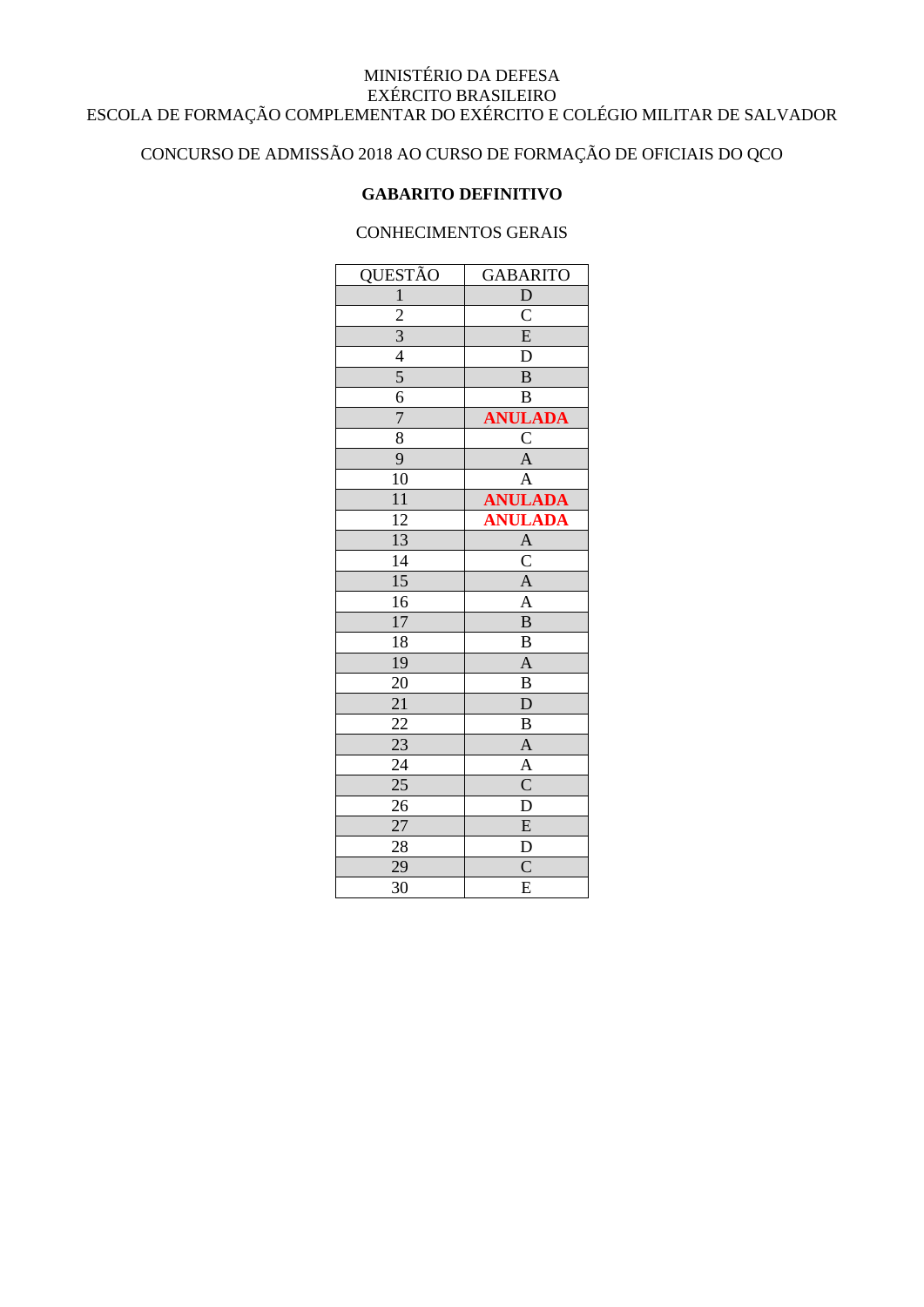MINISTÉRIO DA DEFESA
EXÉRCITO BRASILEIRO
ESCOLA DE FORMAÇÃO COMPLEMENTAR DO EXÉRCITO E COLÉGIO MILITAR DE SALVADOR

CONCURSO DE ADMISSÃO 2018 AO CURSO DE FORMAÇÃO DE OFICIAIS DO QCO

**GABARITO DEFINITIVO**

CONHECIMENTOS GERAIS

| QUESTÃO | GABARITO |
|---|---|
| 1 | D |
| 2 | C |
| 3 | E |
| 4 | D |
| 5 | B |
| 6 | B |
| 7 | **ANULADA** |
| 8 | C |
| 9 | A |
| 10 | A |
| 11 | **ANULADA** |
| 12 | **ANULADA** |
| 13 | A |
| 14 | C |
| 15 | A |
| 16 | A |
| 17 | B |
| 18 | B |
| 19 | A |
| 20 | B |
| 21 | D |
| 22 | B |
| 23 | A |
| 24 | A |
| 25 | C |
| 26 | D |
| 27 | E |
| 28 | D |
| 29 | C |
| 30 | E |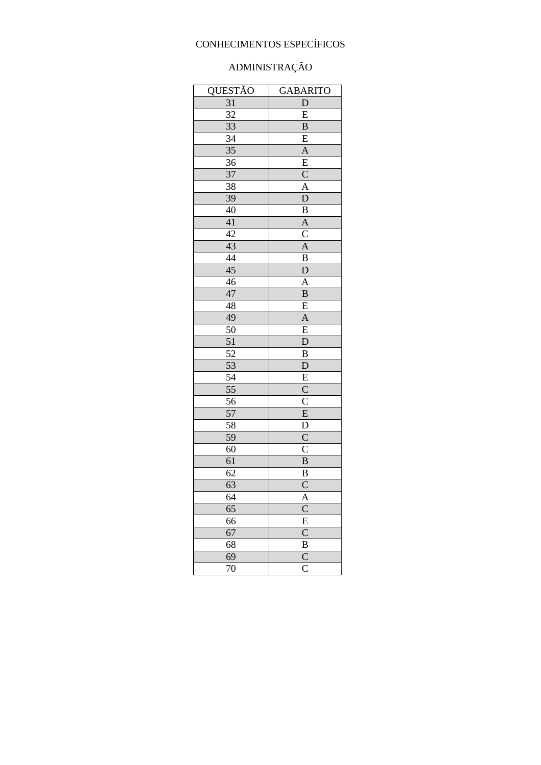CONHECIMENTOS ESPECÍFICOS

ADMINISTRAÇÃO

| QUESTÃO | GABARITO |
|---|---|
| 31 | D |
| 32 | E |
| 33 | B |
| 34 | E |
| 35 | A |
| 36 | E |
| 37 | C |
| 38 | A |
| 39 | D |
| 40 | B |
| 41 | A |
| 42 | C |
| 43 | A |
| 44 | B |
| 45 | D |
| 46 | A |
| 47 | B |
| 48 | E |
| 49 | A |
| 50 | E |
| 51 | D |
| 52 | B |
| 53 | D |
| 54 | E |
| 55 | C |
| 56 | C |
| 57 | E |
| 58 | D |
| 59 | C |
| 60 | C |
| 61 | B |
| 62 | B |
| 63 | C |
| 64 | A |
| 65 | C |
| 66 | E |
| 67 | C |
| 68 | B |
| 69 | C |
| 70 | C |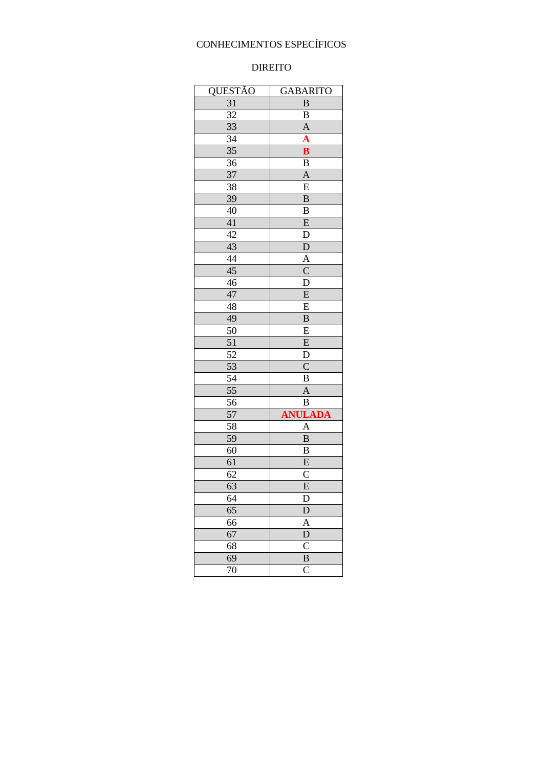CONHECIMENTOS ESPECÍFICOS

DIREITO

| QUESTÃO | GABARITO |
|---|---|
| 31 | B |
| 32 | B |
| 33 | A |
| 34 | **A** |
| 35 | **B** |
| 36 | B |
| 37 | A |
| 38 | E |
| 39 | B |
| 40 | B |
| 41 | E |
| 42 | D |
| 43 | D |
| 44 | A |
| 45 | C |
| 46 | D |
| 47 | E |
| 48 | E |
| 49 | B |
| 50 | E |
| 51 | E |
| 52 | D |
| 53 | C |
| 54 | B |
| 55 | A |
| 56 | B |
| 57 | **ANULADA** |
| 58 | A |
| 59 | B |
| 60 | B |
| 61 | E |
| 62 | C |
| 63 | E |
| 64 | D |
| 65 | D |
| 66 | A |
| 67 | D |
| 68 | C |
| 69 | B |
| 70 | C |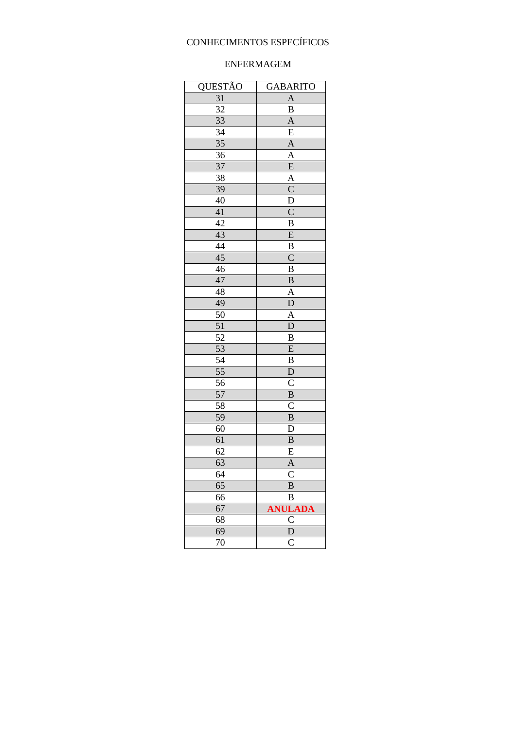# CONHECIMENTOS ESPECÍFICOS

## ENFERMAGEM

| QUESTÃO | GABARITO |
|---|---|
| 31 | A |
| 32 | B |
| 33 | A |
| 34 | E |
| 35 | A |
| 36 | A |
| 37 | E |
| 38 | A |
| 39 | C |
| 40 | D |
| 41 | C |
| 42 | B |
| 43 | E |
| 44 | B |
| 45 | C |
| 46 | B |
| 47 | B |
| 48 | A |
| 49 | D |
| 50 | A |
| 51 | D |
| 52 | B |
| 53 | E |
| 54 | B |
| 55 | D |
| 56 | C |
| 57 | B |
| 58 | C |
| 59 | B |
| 60 | D |
| 61 | B |
| 62 | E |
| 63 | A |
| 64 | C |
| 65 | B |
| 66 | B |
| 67 | **ANULADA** |
| 68 | C |
| 69 | D |
| 70 | C |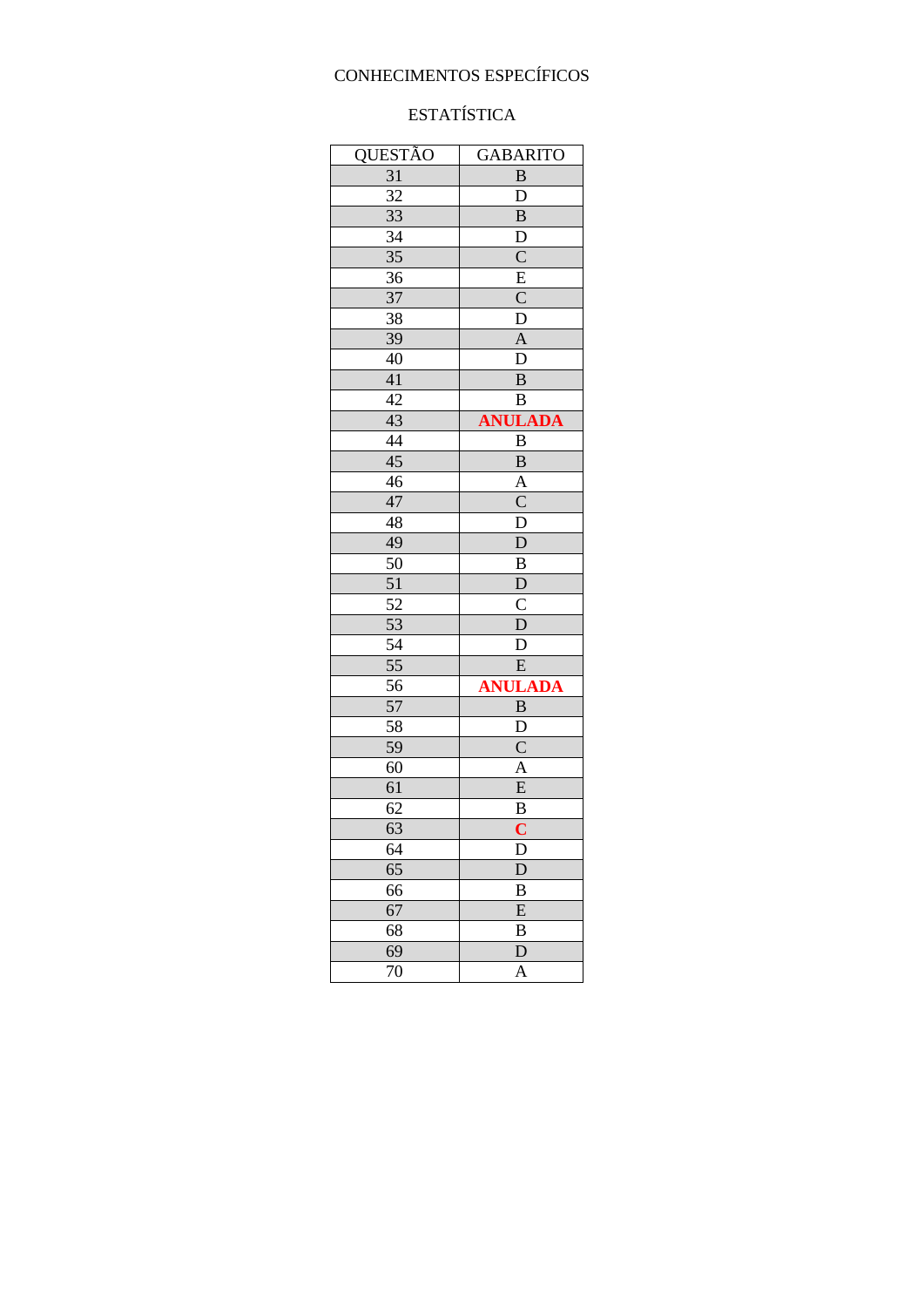CONHECIMENTOS ESPECÍFICOS

ESTATÍSTICA

| QUESTÃO | GABARITO |
|---|---|
| 31 | B |
| 32 | D |
| 33 | B |
| 34 | D |
| 35 | C |
| 36 | E |
| 37 | C |
| 38 | D |
| 39 | A |
| 40 | D |
| 41 | B |
| 42 | B |
| 43 | **ANULADA** |
| 44 | B |
| 45 | B |
| 46 | A |
| 47 | C |
| 48 | D |
| 49 | D |
| 50 | B |
| 51 | D |
| 52 | C |
| 53 | D |
| 54 | D |
| 55 | E |
| 56 | **ANULADA** |
| 57 | B |
| 58 | D |
| 59 | C |
| 60 | A |
| 61 | E |
| 62 | B |
| 63 | **C** |
| 64 | D |
| 65 | D |
| 66 | B |
| 67 | E |
| 68 | B |
| 69 | D |
| 70 | A |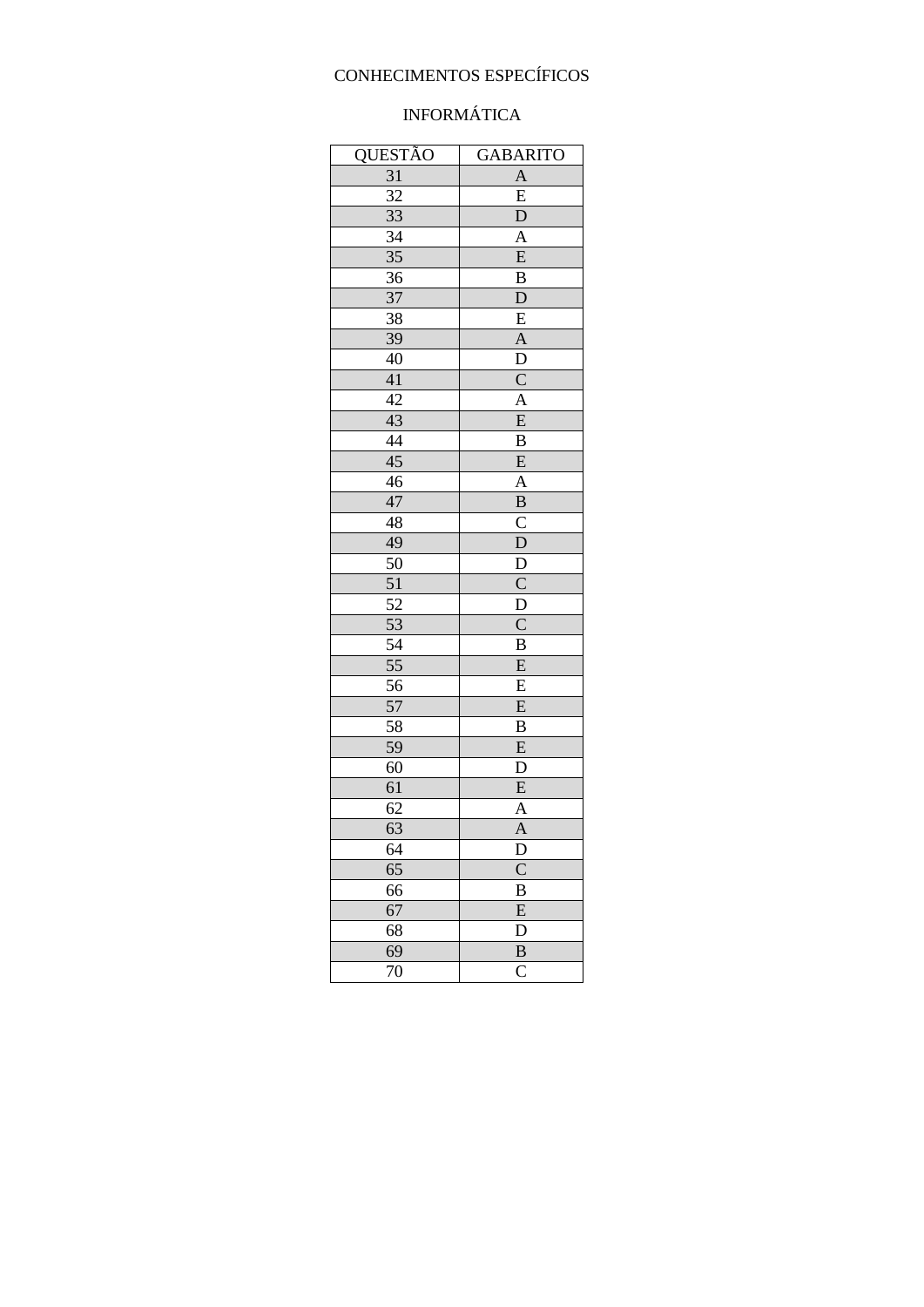CONHECIMENTOS ESPECÍFICOS

INFORMÁTICA

| QUESTÃO | GABARITO |
|---|---|
| 31 | A |
| 32 | E |
| 33 | D |
| 34 | A |
| 35 | E |
| 36 | B |
| 37 | D |
| 38 | E |
| 39 | A |
| 40 | D |
| 41 | C |
| 42 | A |
| 43 | E |
| 44 | B |
| 45 | E |
| 46 | A |
| 47 | B |
| 48 | C |
| 49 | D |
| 50 | D |
| 51 | C |
| 52 | D |
| 53 | C |
| 54 | B |
| 55 | E |
| 56 | E |
| 57 | E |
| 58 | B |
| 59 | E |
| 60 | D |
| 61 | E |
| 62 | A |
| 63 | A |
| 64 | D |
| 65 | C |
| 66 | B |
| 67 | E |
| 68 | D |
| 69 | B |
| 70 | C |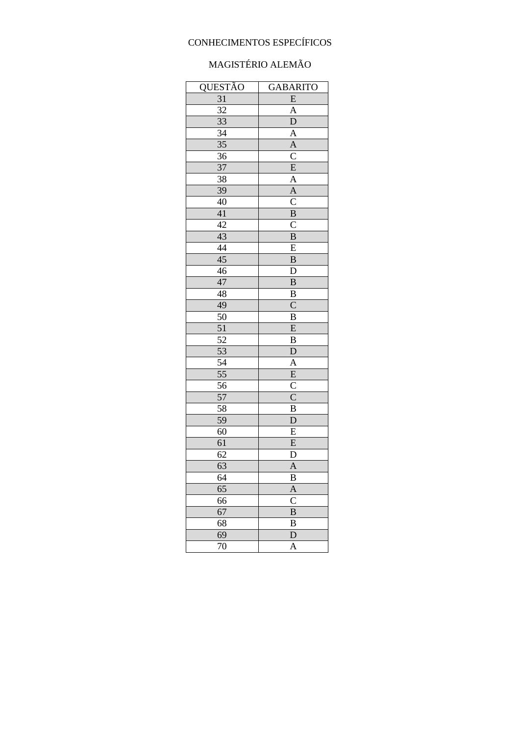CONHECIMENTOS ESPECÍFICOS

MAGISTÉRIO ALEMÃO

| QUESTÃO | GABARITO |
| --- | --- |
| 31 | E |
| 32 | A |
| 33 | D |
| 34 | A |
| 35 | A |
| 36 | C |
| 37 | E |
| 38 | A |
| 39 | A |
| 40 | C |
| 41 | B |
| 42 | C |
| 43 | B |
| 44 | E |
| 45 | B |
| 46 | D |
| 47 | B |
| 48 | B |
| 49 | C |
| 50 | B |
| 51 | E |
| 52 | B |
| 53 | D |
| 54 | A |
| 55 | E |
| 56 | C |
| 57 | C |
| 58 | B |
| 59 | D |
| 60 | E |
| 61 | E |
| 62 | D |
| 63 | A |
| 64 | B |
| 65 | A |
| 66 | C |
| 67 | B |
| 68 | B |
| 69 | D |
| 70 | A |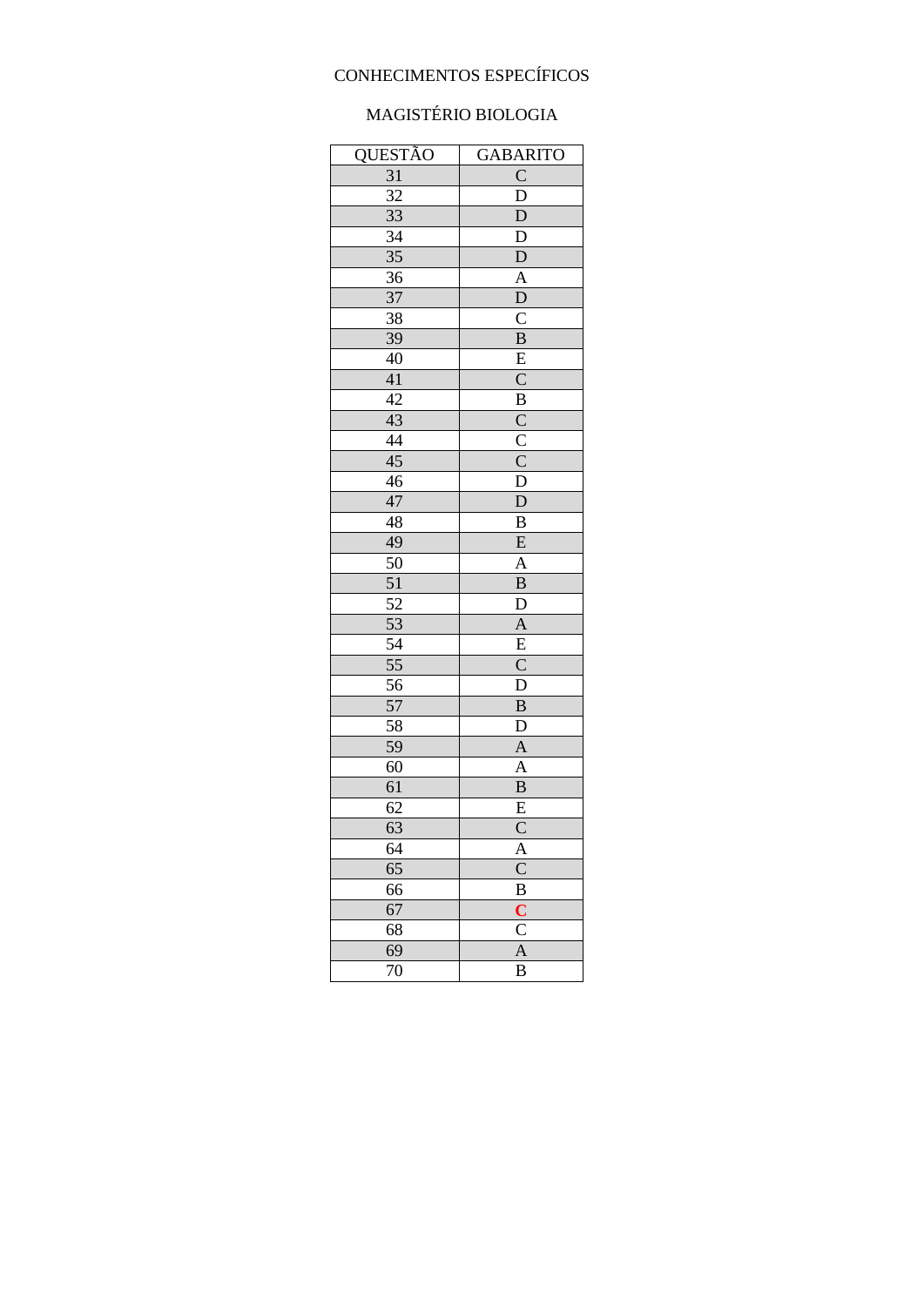CONHECIMENTOS ESPECÍFICOS

MAGISTÉRIO BIOLOGIA

| QUESTÃO | GABARITO |
|---|---|
| 31 | C |
| 32 | D |
| 33 | D |
| 34 | D |
| 35 | D |
| 36 | A |
| 37 | D |
| 38 | C |
| 39 | B |
| 40 | E |
| 41 | C |
| 42 | B |
| 43 | C |
| 44 | C |
| 45 | C |
| 46 | D |
| 47 | D |
| 48 | B |
| 49 | E |
| 50 | A |
| 51 | B |
| 52 | D |
| 53 | A |
| 54 | E |
| 55 | C |
| 56 | D |
| 57 | B |
| 58 | D |
| 59 | A |
| 60 | A |
| 61 | B |
| 62 | E |
| 63 | C |
| 64 | A |
| 65 | C |
| 66 | B |
| 67 | **C** |
| 68 | C |
| 69 | A |
| 70 | B |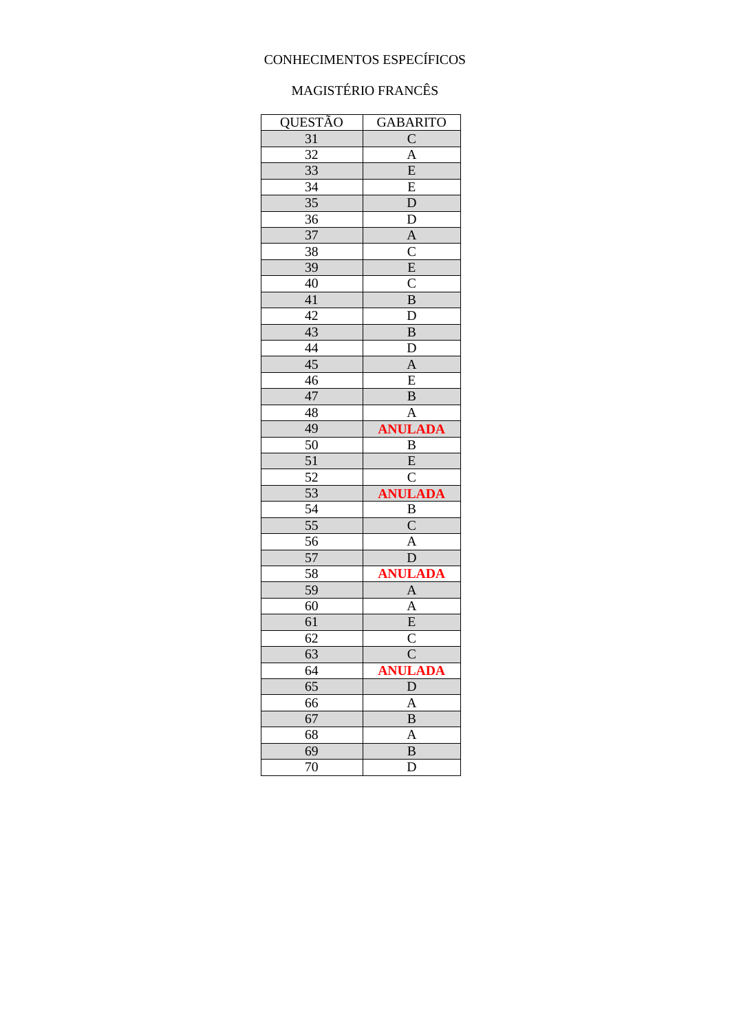CONHECIMENTOS ESPECÍFICOS

MAGISTÉRIO FRANCÊS

| QUESTÃO | GABARITO |
|---|---|
| 31 | C |
| 32 | A |
| 33 | E |
| 34 | E |
| 35 | D |
| 36 | D |
| 37 | A |
| 38 | C |
| 39 | E |
| 40 | C |
| 41 | B |
| 42 | D |
| 43 | B |
| 44 | D |
| 45 | A |
| 46 | E |
| 47 | B |
| 48 | A |
| 49 | **ANULADA** |
| 50 | B |
| 51 | E |
| 52 | C |
| 53 | **ANULADA** |
| 54 | B |
| 55 | C |
| 56 | A |
| 57 | D |
| 58 | **ANULADA** |
| 59 | A |
| 60 | A |
| 61 | E |
| 62 | C |
| 63 | C |
| 64 | **ANULADA** |
| 65 | D |
| 66 | A |
| 67 | B |
| 68 | A |
| 69 | B |
| 70 | D |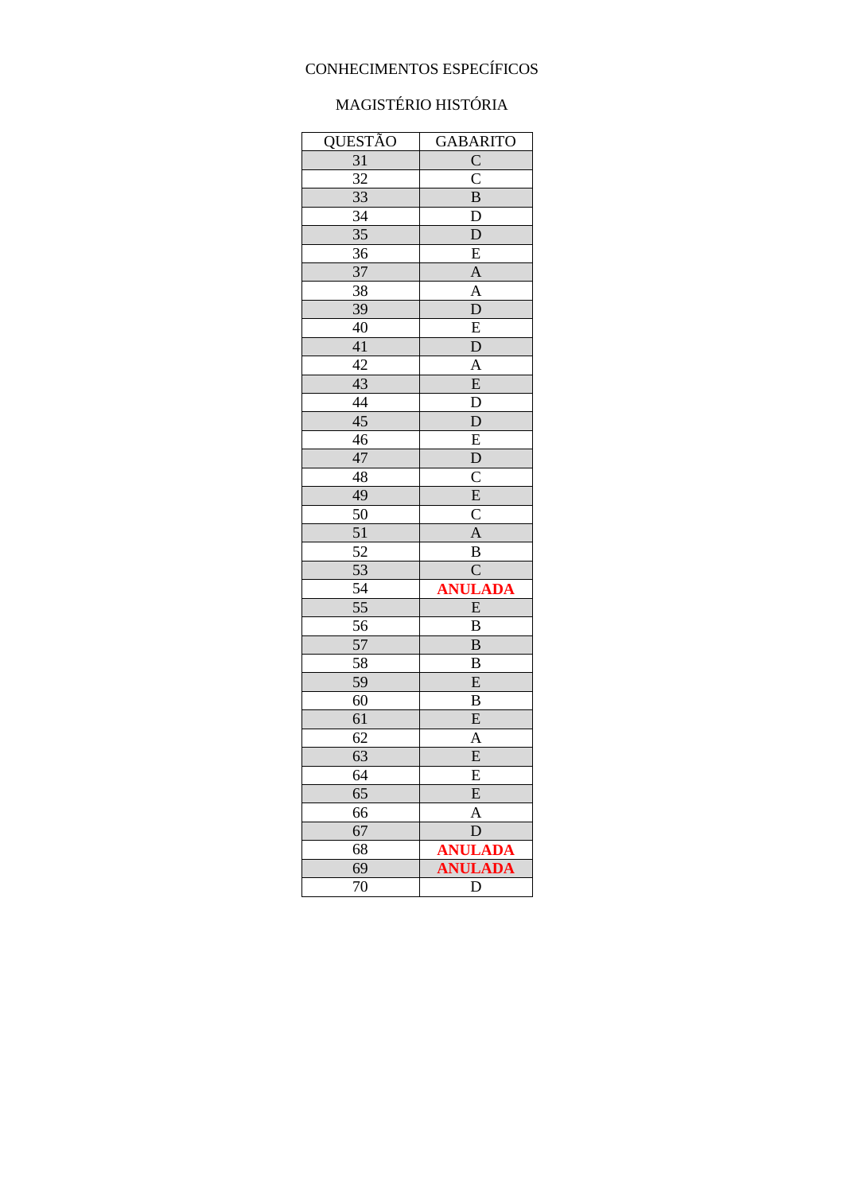CONHECIMENTOS ESPECÍFICOS

MAGISTÉRIO HISTÓRIA

| QUESTÃO | GABARITO |
|---|---|
| 31 | C |
| 32 | C |
| 33 | B |
| 34 | D |
| 35 | D |
| 36 | E |
| 37 | A |
| 38 | A |
| 39 | D |
| 40 | E |
| 41 | D |
| 42 | A |
| 43 | E |
| 44 | D |
| 45 | D |
| 46 | E |
| 47 | D |
| 48 | C |
| 49 | E |
| 50 | C |
| 51 | A |
| 52 | B |
| 53 | C |
| 54 | **ANULADA** |
| 55 | E |
| 56 | B |
| 57 | B |
| 58 | B |
| 59 | E |
| 60 | B |
| 61 | E |
| 62 | A |
| 63 | E |
| 64 | E |
| 65 | E |
| 66 | A |
| 67 | D |
| 68 | **ANULADA** |
| 69 | **ANULADA** |
| 70 | D |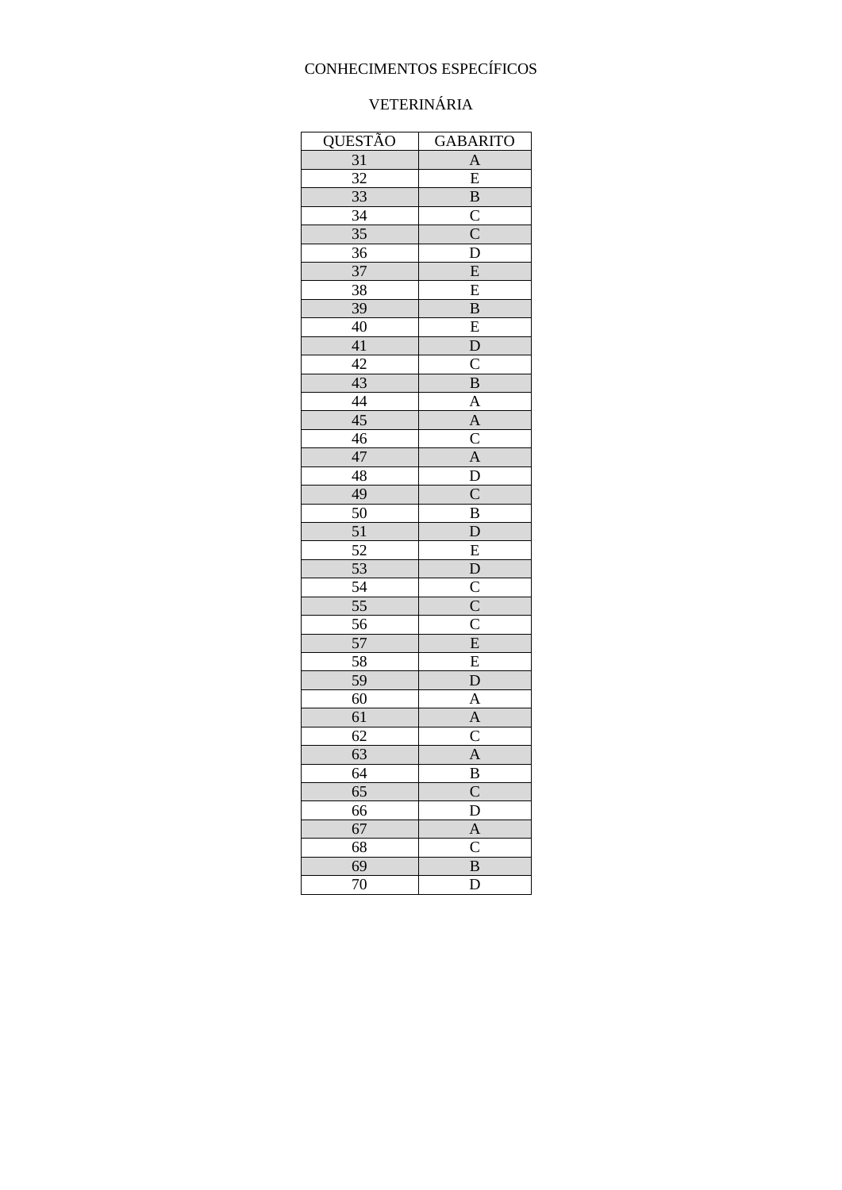CONHECIMENTOS ESPECÍFICOS

VETERINÁRIA

| QUESTÃO | GABARITO |
| --- | --- |
| 31 | A |
| 32 | E |
| 33 | B |
| 34 | C |
| 35 | C |
| 36 | D |
| 37 | E |
| 38 | E |
| 39 | B |
| 40 | E |
| 41 | D |
| 42 | C |
| 43 | B |
| 44 | A |
| 45 | A |
| 46 | C |
| 47 | A |
| 48 | D |
| 49 | C |
| 50 | B |
| 51 | D |
| 52 | E |
| 53 | D |
| 54 | C |
| 55 | C |
| 56 | C |
| 57 | E |
| 58 | E |
| 59 | D |
| 60 | A |
| 61 | A |
| 62 | C |
| 63 | A |
| 64 | B |
| 65 | C |
| 66 | D |
| 67 | A |
| 68 | C |
| 69 | B |
| 70 | D |